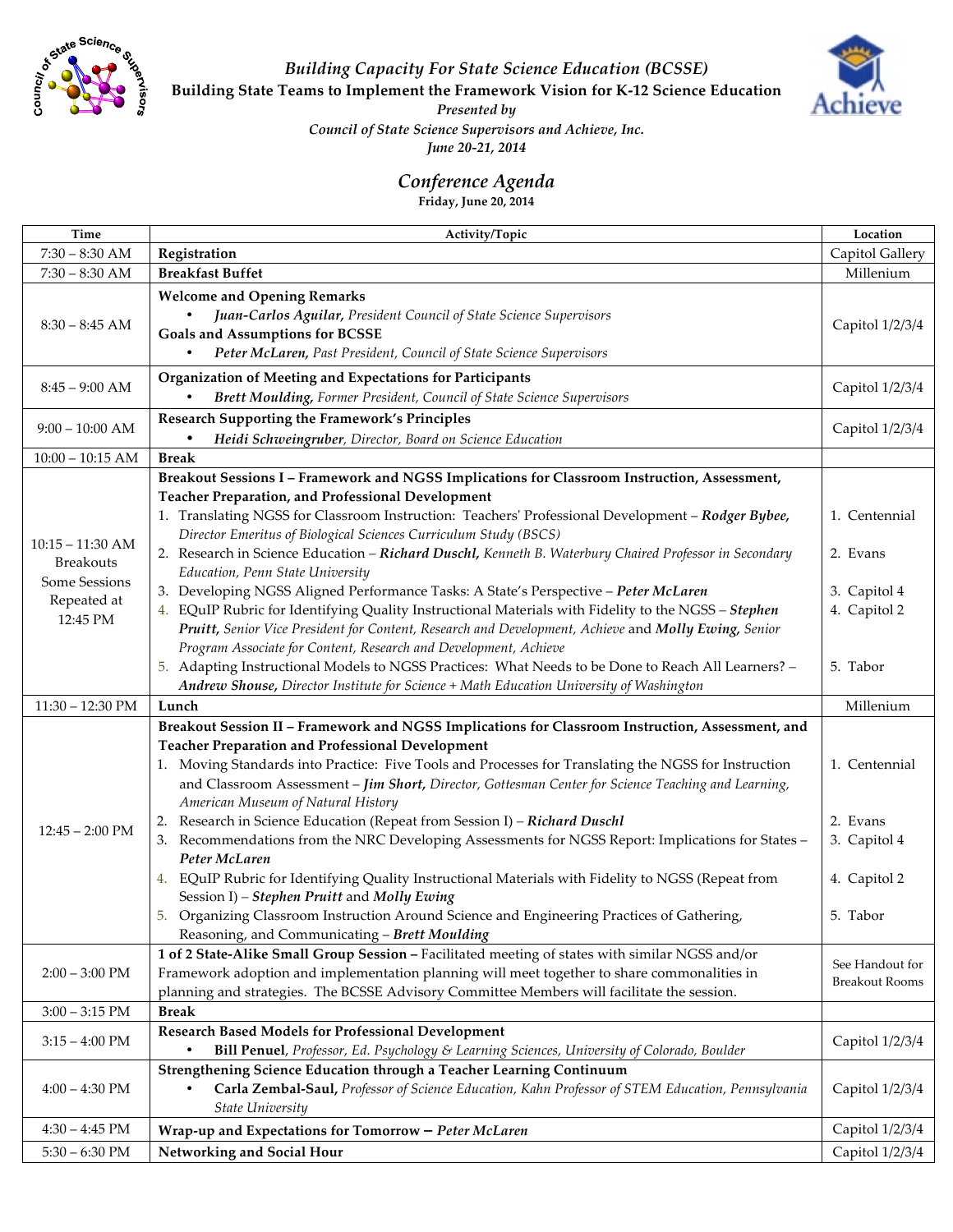*Building Capacity For State Science Education (BCSSE)*

**Building State Teams to Implement the Framework Vision for K-12 Science Education**

***Presented by***

***Council of State Science Supervisors and Achieve, Inc.***

***June 20-21, 2014***

# *Conference Agenda*

**Friday, June 20, 2014**

| Time | Activity/Topic | Location |
|---|---|---|
| 7:30 – 8:30 AM | **Registration** | Capitol Gallery |
| 7:30 – 8:30 AM | **Breakfast Buffet** | Millenium |
| 8:30 – 8:45 AM | **Welcome and Opening Remarks**<br>• ***Juan-Carlos Aguilar,*** *President Council of State Science Supervisors*<br>**Goals and Assumptions for BCSSE**<br>• ***Peter McLaren,*** *Past President, Council of State Science Supervisors* | Capitol 1/2/3/4 |
| 8:45 – 9:00 AM | **Organization of Meeting and Expectations for Participants**<br>• ***Brett Moulding,*** *Former President, Council of State Science Supervisors* | Capitol 1/2/3/4 |
| 9:00 – 10:00 AM | **Research Supporting the Framework's Principles**<br>• ***Heidi Schweingruber****, Director, Board on Science Education* | Capitol 1/2/3/4 |
| 10:00 – 10:15 AM | **Break** | |
| 10:15 – 11:30 AM Breakouts Some Sessions Repeated at 12:45 PM | **Breakout Sessions I – Framework and NGSS Implications for Classroom Instruction, Assessment, Teacher Preparation, and Professional Development**<br>1. Translating NGSS for Classroom Instruction: Teachers' Professional Development – ***Rodger Bybee,*** *Director Emeritus of Biological Sciences Curriculum Study (BSCS)*<br>2. Research in Science Education – ***Richard Duschl,*** *Kenneth B. Waterbury Chaired Professor in Secondary Education, Penn State University*<br>3. Developing NGSS Aligned Performance Tasks: A State's Perspective – ***Peter McLaren***<br>4. EQuIP Rubric for Identifying Quality Instructional Materials with Fidelity to the NGSS – ***Stephen Pruitt,*** *Senior Vice President for Content, Research and Development, Achieve* and ***Molly Ewing,*** *Senior Program Associate for Content, Research and Development, Achieve*<br>5. Adapting Instructional Models to NGSS Practices: What Needs to be Done to Reach All Learners? – ***Andrew Shouse,*** *Director Institute for Science + Math Education University of Washington* | 1. Centennial<br>2. Evans<br>3. Capitol 4<br>4. Capitol 2<br>5. Tabor |
| 11:30 – 12:30 PM | **Lunch** | Millenium |
| 12:45 – 2:00 PM | **Breakout Session II – Framework and NGSS Implications for Classroom Instruction, Assessment, and Teacher Preparation and Professional Development**<br>1. Moving Standards into Practice: Five Tools and Processes for Translating the NGSS for Instruction and Classroom Assessment – ***Jim Short,*** *Director, Gottesman Center for Science Teaching and Learning, American Museum of Natural History*<br>2. Research in Science Education (Repeat from Session I) – ***Richard Duschl***<br>3. Recommendations from the NRC Developing Assessments for NGSS Report: Implications for States – ***Peter McLaren***<br>4. EQuIP Rubric for Identifying Quality Instructional Materials with Fidelity to NGSS (Repeat from Session I) – ***Stephen Pruitt*** and ***Molly Ewing***<br>5. Organizing Classroom Instruction Around Science and Engineering Practices of Gathering, Reasoning, and Communicating – ***Brett Moulding*** | 1. Centennial<br>2. Evans<br>3. Capitol 4<br>4. Capitol 2<br>5. Tabor |
| 2:00 – 3:00 PM | **1 of 2 State-Alike Small Group Session –** Facilitated meeting of states with similar NGSS and/or Framework adoption and implementation planning will meet together to share commonalities in planning and strategies. The BCSSE Advisory Committee Members will facilitate the session. | See Handout for Breakout Rooms |
| 3:00 – 3:15 PM | **Break** | |
| 3:15 – 4:00 PM | **Research Based Models for Professional Development**<br>• **Bill Penuel**, *Professor, Ed. Psychology & Learning Sciences, University of Colorado, Boulder* | Capitol 1/2/3/4 |
| 4:00 – 4:30 PM | **Strengthening Science Education through a Teacher Learning Continuum**<br>• **Carla Zembal-Saul,** *Professor of Science Education, Kahn Professor of STEM Education, Pennsylvania State University* | Capitol 1/2/3/4 |
| 4:30 – 4:45 PM | **Wrap-up and Expectations for Tomorrow –** ***Peter McLaren*** | Capitol 1/2/3/4 |
| 5:30 – 6:30 PM | **Networking and Social Hour** | Capitol 1/2/3/4 |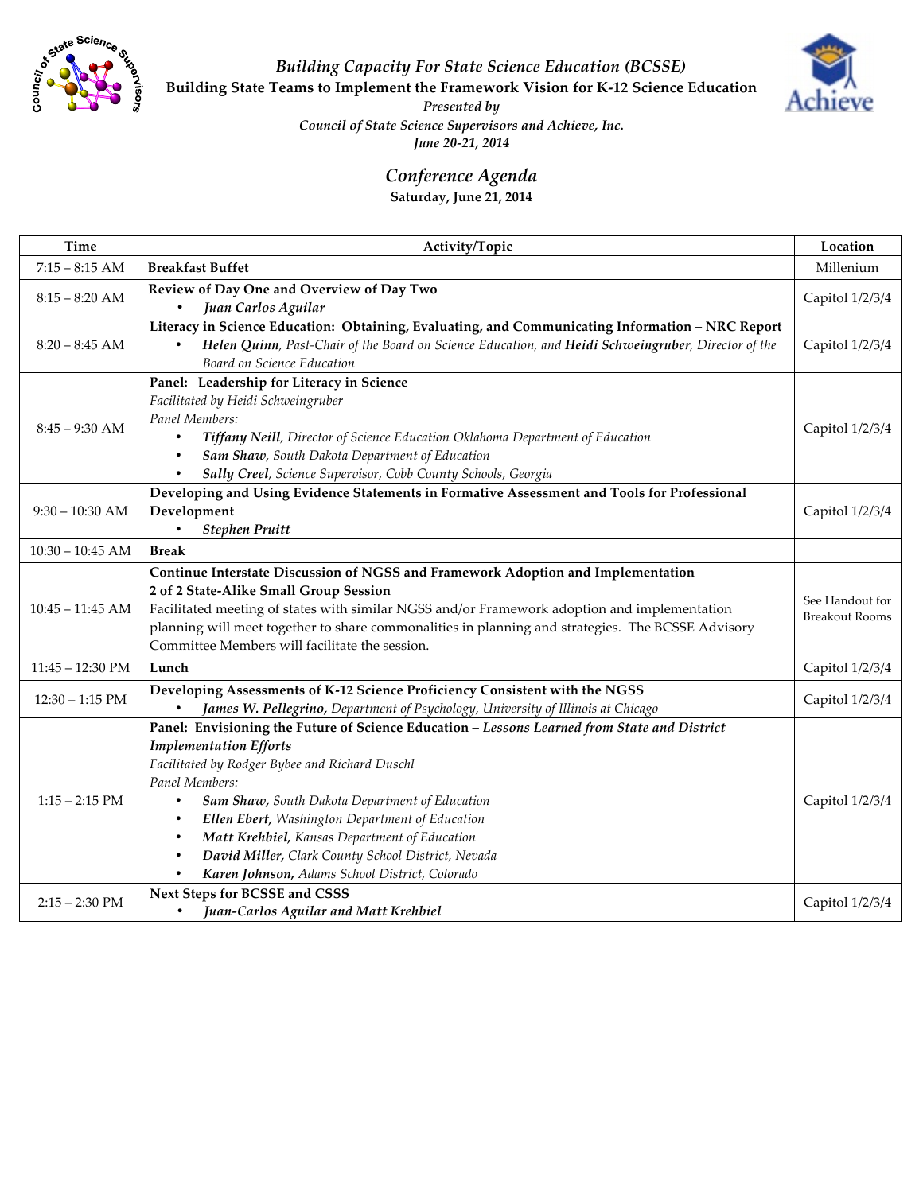*Building Capacity For State Science Education (BCSSE)*

**Building State Teams to Implement the Framework Vision for K-12 Science Education**

***Presented by***

***Council of State Science Supervisors and Achieve, Inc.***

***June 20-21, 2014***

# *Conference Agenda*

**Saturday, June 21, 2014**

| Time | Activity/Topic | Location |
|---|---|---|
| 7:15 – 8:15 AM | **Breakfast Buffet** | Millenium |
| 8:15 – 8:20 AM | **Review of Day One and Overview of Day Two**<br>• ***Juan Carlos Aguilar*** | Capitol 1/2/3/4 |
| 8:20 – 8:45 AM | **Literacy in Science Education: Obtaining, Evaluating, and Communicating Information – NRC Report**<br>• ***Helen Quinn****, Past-Chair of the Board on Science Education, and* ***Heidi Schweingruber****, Director of the Board on Science Education* | Capitol 1/2/3/4 |
| 8:45 – 9:30 AM | **Panel: Leadership for Literacy in Science**<br>*Facilitated by Heidi Schweingruber*<br>*Panel Members:*<br>• ***Tiffany Neill****, Director of Science Education Oklahoma Department of Education*<br>• ***Sam Shaw****, South Dakota Department of Education*<br>• ***Sally Creel****, Science Supervisor, Cobb County Schools, Georgia* | Capitol 1/2/3/4 |
| 9:30 – 10:30 AM | **Developing and Using Evidence Statements in Formative Assessment and Tools for Professional Development**<br>• ***Stephen Pruitt*** | Capitol 1/2/3/4 |
| 10:30 – 10:45 AM | **Break** | |
| 10:45 – 11:45 AM | **Continue Interstate Discussion of NGSS and Framework Adoption and Implementation**<br>**2 of 2 State-Alike Small Group Session**<br>Facilitated meeting of states with similar NGSS and/or Framework adoption and implementation planning will meet together to share commonalities in planning and strategies. The BCSSE Advisory Committee Members will facilitate the session. | See Handout for Breakout Rooms |
| 11:45 – 12:30 PM | **Lunch** | Capitol 1/2/3/4 |
| 12:30 – 1:15 PM | **Developing Assessments of K-12 Science Proficiency Consistent with the NGSS**<br>• ***James W. Pellegrino,*** *Department of Psychology, University of Illinois at Chicago* | Capitol 1/2/3/4 |
| 1:15 – 2:15 PM | **Panel: Envisioning the Future of Science Education –** ***Lessons Learned from State and District Implementation Efforts***<br>*Facilitated by Rodger Bybee and Richard Duschl*<br>*Panel Members:*<br>• ***Sam Shaw,*** *South Dakota Department of Education*<br>• ***Ellen Ebert,*** *Washington Department of Education*<br>• ***Matt Krehbiel,*** *Kansas Department of Education*<br>• ***David Miller,*** *Clark County School District, Nevada*<br>• ***Karen Johnson,*** *Adams School District, Colorado* | Capitol 1/2/3/4 |
| 2:15 – 2:30 PM | **Next Steps for BCSSE and CSSS**<br>• ***Juan-Carlos Aguilar and Matt Krehbiel*** | Capitol 1/2/3/4 |